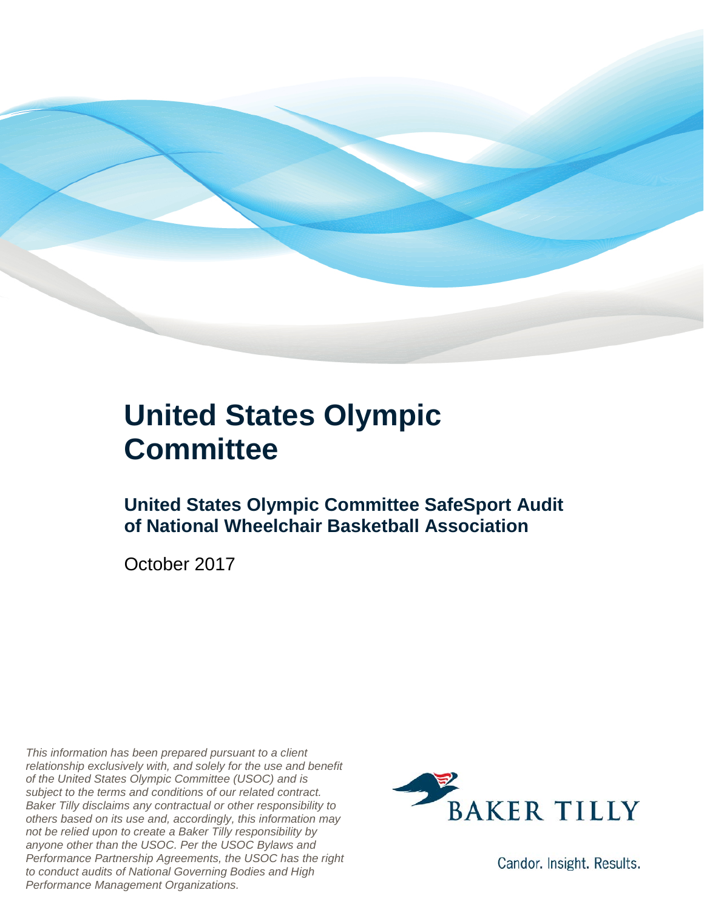# United States Olympic Committee

## United States Olympic Committee SafeSport Audit of National Wheelchair Basketball Association

October 2017

*This information has been prepared pursuant to a client relationship exclusively with, and solely for the use and benefit of the United States Olympic Committee (USOC) and is subject to the terms and conditions of our related contract. Baker Tilly disclaims any contractual or other responsibility to others based on its use and, accordingly, this information may not be relied upon to create a Baker Tilly responsibility by anyone other than the USOC. Per the USOC Bylaws and Performance Partnership Agreements, the USOC has the right to conduct audits of National Governing Bodies and High Performance Management Organizations.*

BAKER TILLY

Candor. Insight. Results.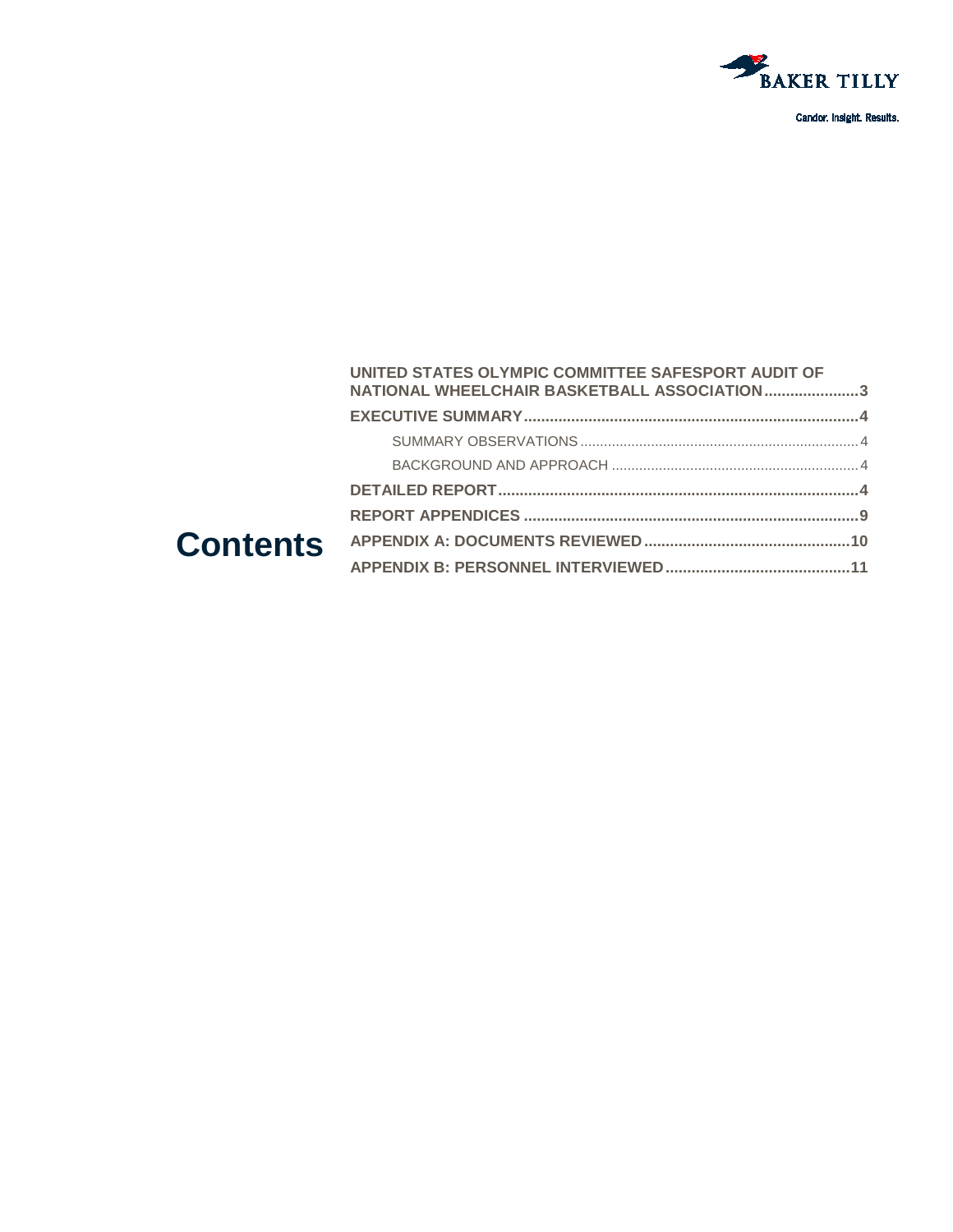# Contents

- **UNITED STATES OLYMPIC COMMITTEE SAFESPORT AUDIT OF NATIONAL WHEELCHAIR BASKETBALL ASSOCIATION** ..................... **3**
- **EXECUTIVE SUMMARY** ..................... **4**
  - SUMMARY OBSERVATIONS ..................... 4
  - BACKGROUND AND APPROACH ..................... 4
- **DETAILED REPORT** ..................... **4**
- **REPORT APPENDICES** ..................... **9**
- **APPENDIX A: DOCUMENTS REVIEWED** ..................... **10**
- **APPENDIX B: PERSONNEL INTERVIEWED** ..................... **11**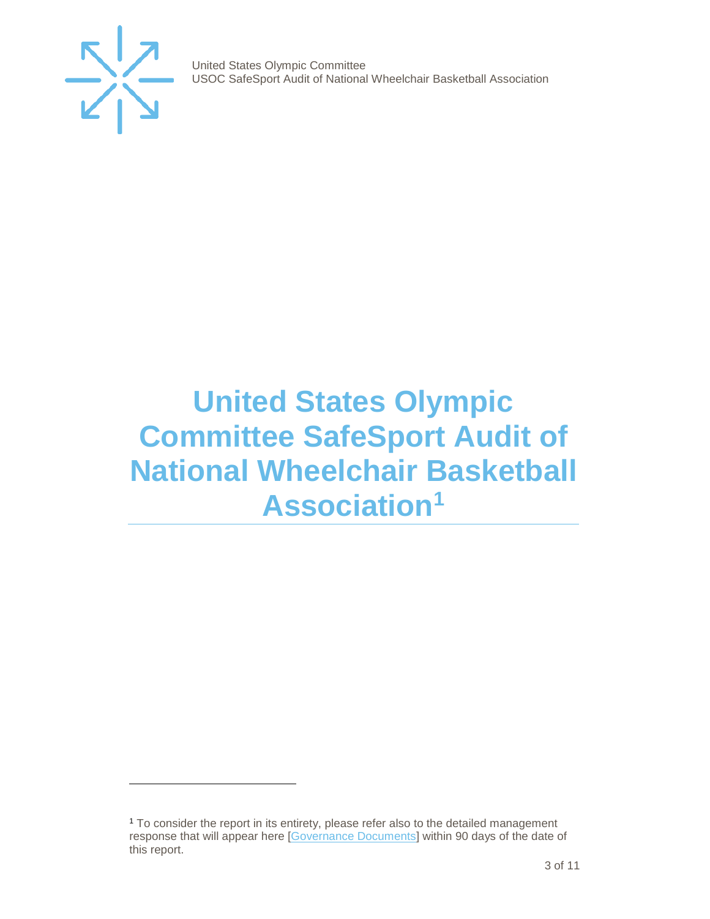# United States Olympic Committee SafeSport Audit of National Wheelchair Basketball Association[1]

[1] To consider the report in its entirety, please refer also to the detailed management response that will appear here [Governance Documents] within 90 days of the date of this report.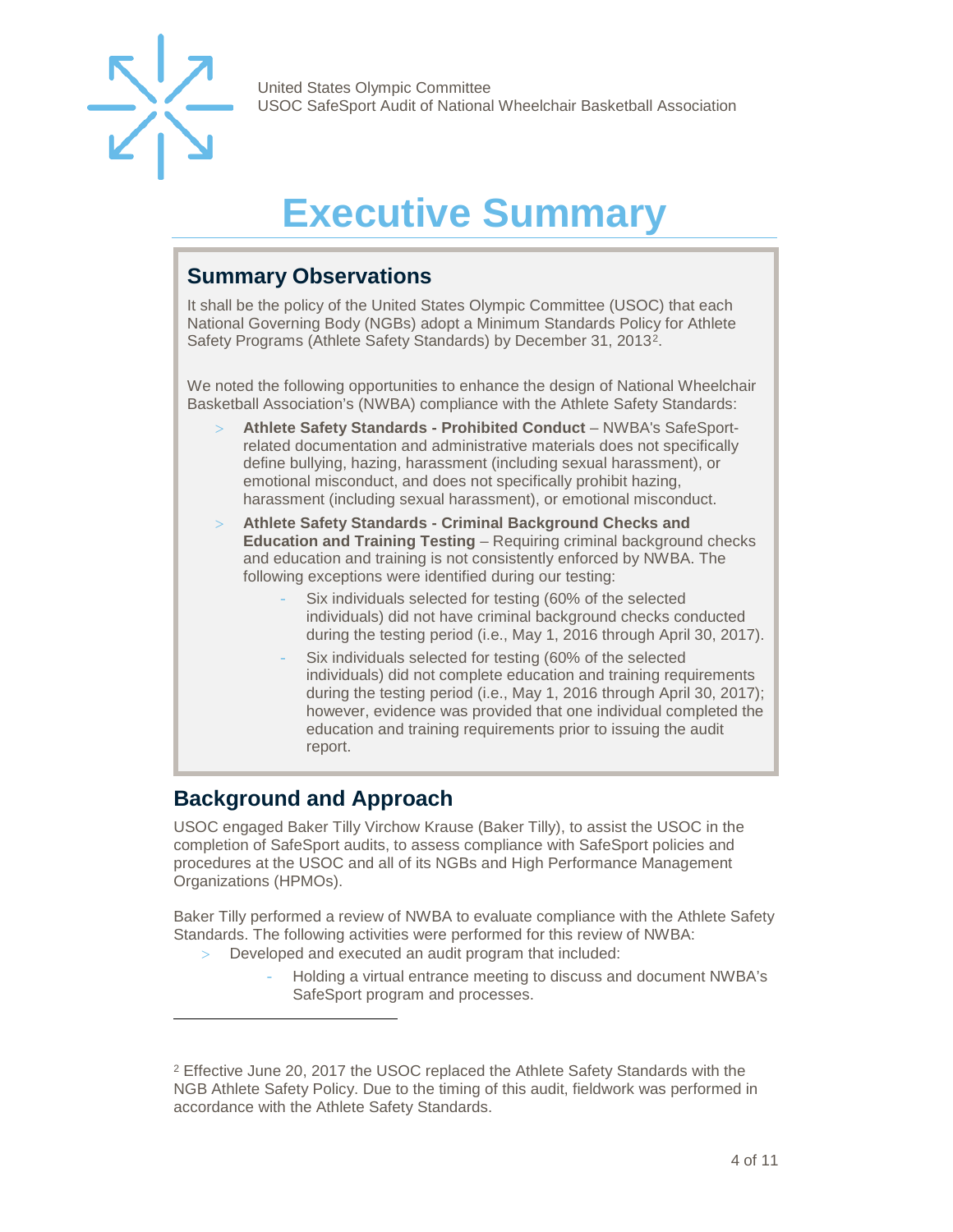# Executive Summary

## Summary Observations

It shall be the policy of the United States Olympic Committee (USOC) that each National Governing Body (NGBs) adopt a Minimum Standards Policy for Athlete Safety Programs (Athlete Safety Standards) by December 31, 2013[2].

We noted the following opportunities to enhance the design of National Wheelchair Basketball Association's (NWBA) compliance with the Athlete Safety Standards:

- **Athlete Safety Standards - Prohibited Conduct** – NWBA's SafeSport-related documentation and administrative materials does not specifically define bullying, hazing, harassment (including sexual harassment), or emotional misconduct, and does not specifically prohibit hazing, harassment (including sexual harassment), or emotional misconduct.
- **Athlete Safety Standards - Criminal Background Checks and Education and Training Testing** – Requiring criminal background checks and education and training is not consistently enforced by NWBA. The following exceptions were identified during our testing:
  - Six individuals selected for testing (60% of the selected individuals) did not have criminal background checks conducted during the testing period (i.e., May 1, 2016 through April 30, 2017).
  - Six individuals selected for testing (60% of the selected individuals) did not complete education and training requirements during the testing period (i.e., May 1, 2016 through April 30, 2017); however, evidence was provided that one individual completed the education and training requirements prior to issuing the audit report.

## Background and Approach

USOC engaged Baker Tilly Virchow Krause (Baker Tilly), to assist the USOC in the completion of SafeSport audits, to assess compliance with SafeSport policies and procedures at the USOC and all of its NGBs and High Performance Management Organizations (HPMOs).

Baker Tilly performed a review of NWBA to evaluate compliance with the Athlete Safety Standards. The following activities were performed for this review of NWBA:

- Developed and executed an audit program that included:
  - Holding a virtual entrance meeting to discuss and document NWBA's SafeSport program and processes.

---

[2] Effective June 20, 2017 the USOC replaced the Athlete Safety Standards with the NGB Athlete Safety Policy. Due to the timing of this audit, fieldwork was performed in accordance with the Athlete Safety Standards.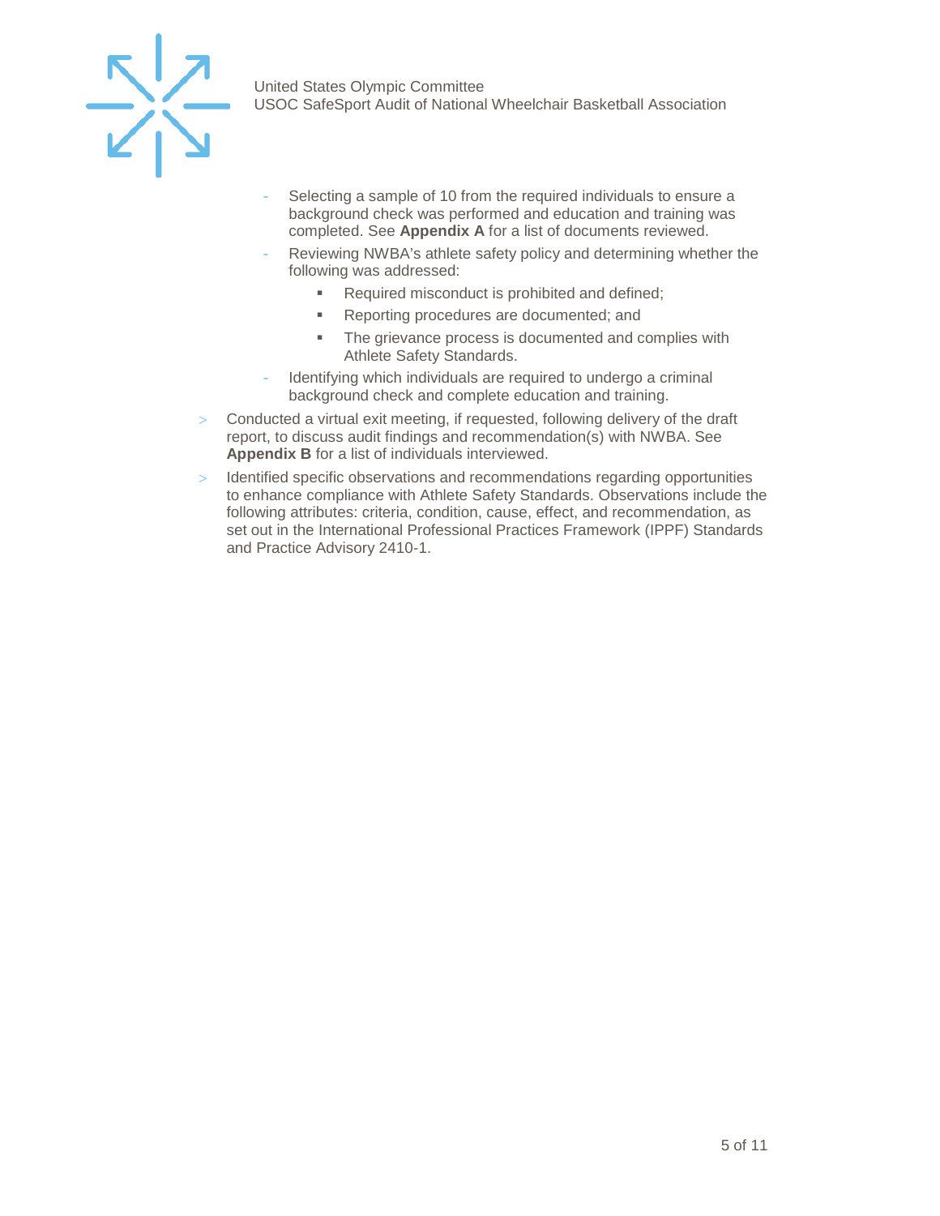- Selecting a sample of 10 from the required individuals to ensure a background check was performed and education and training was completed. See **Appendix A** for a list of documents reviewed.
  - Reviewing NWBA's athlete safety policy and determining whether the following was addressed:
    - Required misconduct is prohibited and defined;
    - Reporting procedures are documented; and
    - The grievance process is documented and complies with Athlete Safety Standards.
  - Identifying which individuals are required to undergo a criminal background check and complete education and training.
- Conducted a virtual exit meeting, if requested, following delivery of the draft report, to discuss audit findings and recommendation(s) with NWBA. See **Appendix B** for a list of individuals interviewed.
- Identified specific observations and recommendations regarding opportunities to enhance compliance with Athlete Safety Standards. Observations include the following attributes: criteria, condition, cause, effect, and recommendation, as set out in the International Professional Practices Framework (IPPF) Standards and Practice Advisory 2410-1.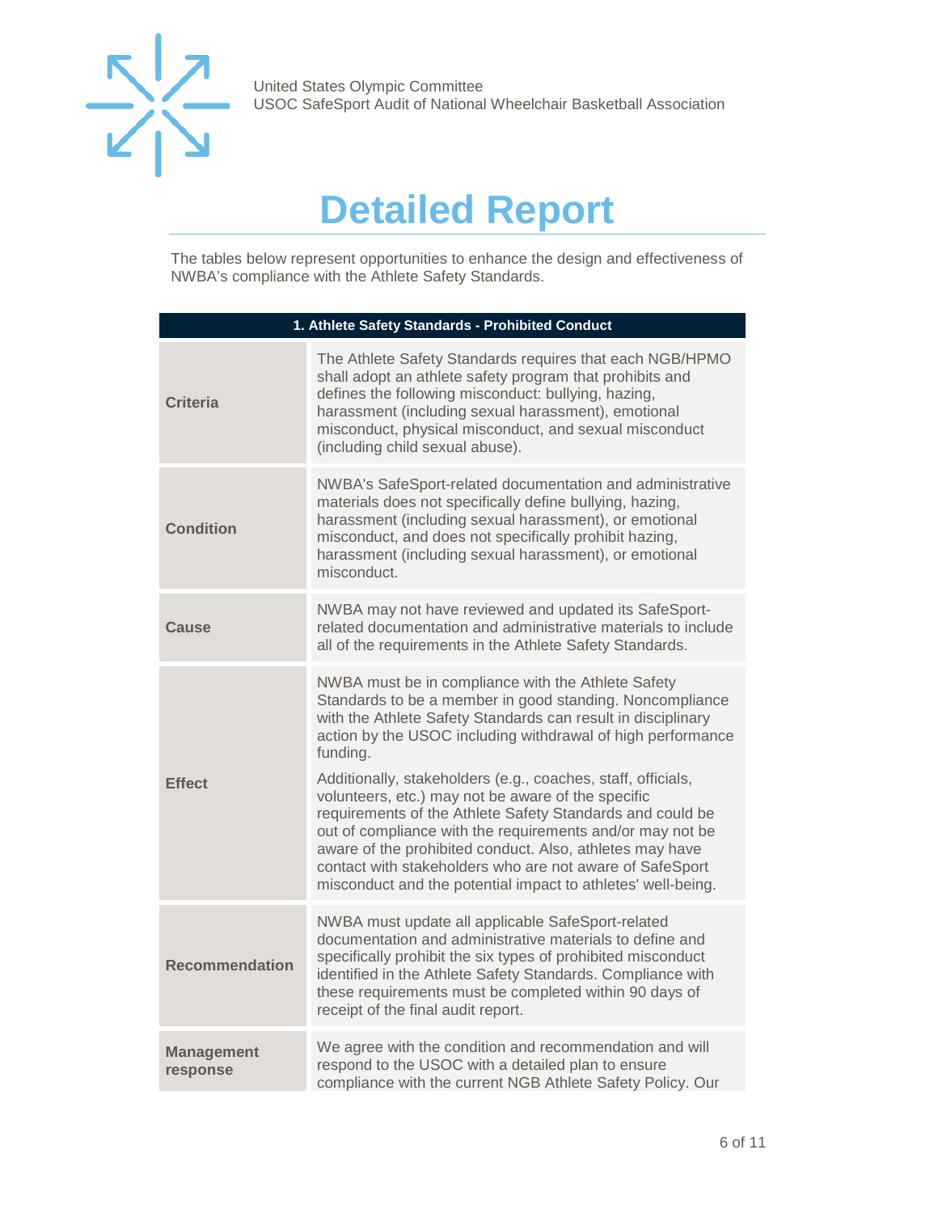# Detailed Report

The tables below represent opportunities to enhance the design and effectiveness of NWBA's compliance with the Athlete Safety Standards.

| 1. Athlete Safety Standards - Prohibited Conduct | |
|---|---|
| **Criteria** | The Athlete Safety Standards requires that each NGB/HPMO shall adopt an athlete safety program that prohibits and defines the following misconduct: bullying, hazing, harassment (including sexual harassment), emotional misconduct, physical misconduct, and sexual misconduct (including child sexual abuse). |
| **Condition** | NWBA's SafeSport-related documentation and administrative materials does not specifically define bullying, hazing, harassment (including sexual harassment), or emotional misconduct, and does not specifically prohibit hazing, harassment (including sexual harassment), or emotional misconduct. |
| **Cause** | NWBA may not have reviewed and updated its SafeSport-related documentation and administrative materials to include all of the requirements in the Athlete Safety Standards. |
| **Effect** | NWBA must be in compliance with the Athlete Safety Standards to be a member in good standing. Noncompliance with the Athlete Safety Standards can result in disciplinary action by the USOC including withdrawal of high performance funding.<br><br>Additionally, stakeholders (e.g., coaches, staff, officials, volunteers, etc.) may not be aware of the specific requirements of the Athlete Safety Standards and could be out of compliance with the requirements and/or may not be aware of the prohibited conduct. Also, athletes may have contact with stakeholders who are not aware of SafeSport misconduct and the potential impact to athletes' well-being. |
| **Recommendation** | NWBA must update all applicable SafeSport-related documentation and administrative materials to define and specifically prohibit the six types of prohibited misconduct identified in the Athlete Safety Standards. Compliance with these requirements must be completed within 90 days of receipt of the final audit report. |
| **Management response** | We agree with the condition and recommendation and will respond to the USOC with a detailed plan to ensure compliance with the current NGB Athlete Safety Policy. Our |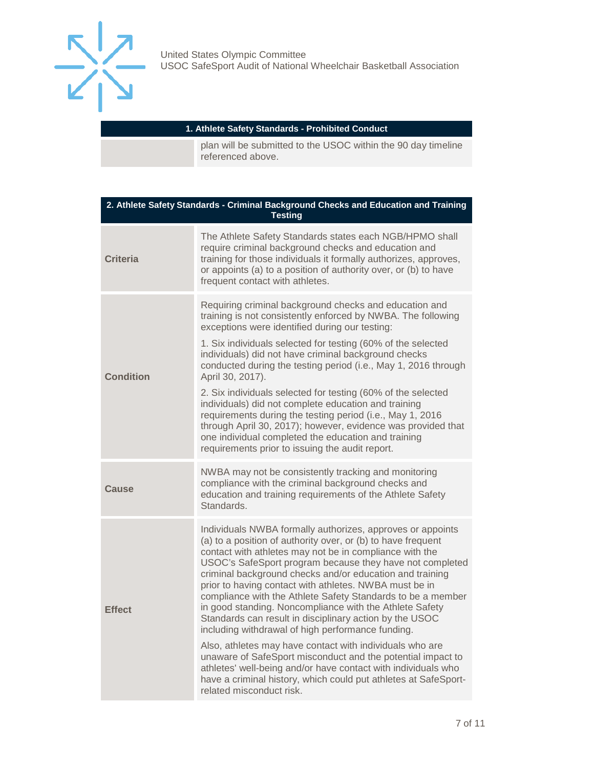| 1. Athlete Safety Standards - Prohibited Conduct | |
|---|---|
| | plan will be submitted to the USOC within the 90 day timeline referenced above. |

| 2. Athlete Safety Standards - Criminal Background Checks and Education and Training Testing | |
|---|---|
| **Criteria** | The Athlete Safety Standards states each NGB/HPMO shall require criminal background checks and education and training for those individuals it formally authorizes, approves, or appoints (a) to a position of authority over, or (b) to have frequent contact with athletes. |
| **Condition** | Requiring criminal background checks and education and training is not consistently enforced by NWBA. The following exceptions were identified during our testing:<br><br>1. Six individuals selected for testing (60% of the selected individuals) did not have criminal background checks conducted during the testing period (i.e., May 1, 2016 through April 30, 2017).<br><br>2. Six individuals selected for testing (60% of the selected individuals) did not complete education and training requirements during the testing period (i.e., May 1, 2016 through April 30, 2017); however, evidence was provided that one individual completed the education and training requirements prior to issuing the audit report. |
| **Cause** | NWBA may not be consistently tracking and monitoring compliance with the criminal background checks and education and training requirements of the Athlete Safety Standards. |
| **Effect** | Individuals NWBA formally authorizes, approves or appoints (a) to a position of authority over, or (b) to have frequent contact with athletes may not be in compliance with the USOC's SafeSport program because they have not completed criminal background checks and/or education and training prior to having contact with athletes. NWBA must be in compliance with the Athlete Safety Standards to be a member in good standing. Noncompliance with the Athlete Safety Standards can result in disciplinary action by the USOC including withdrawal of high performance funding.<br><br>Also, athletes may have contact with individuals who are unaware of SafeSport misconduct and the potential impact to athletes' well-being and/or have contact with individuals who have a criminal history, which could put athletes at SafeSport-related misconduct risk. |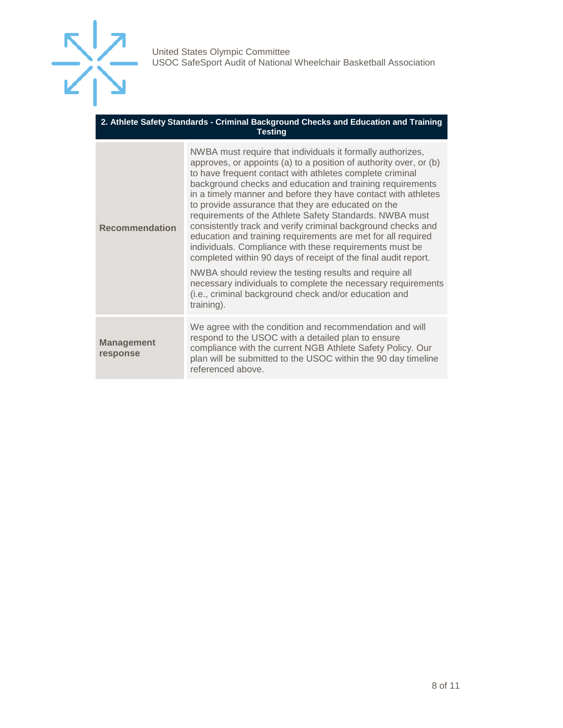| 2. Athlete Safety Standards - Criminal Background Checks and Education and Training Testing | |
|---|---|
| **Recommendation** | NWBA must require that individuals it formally authorizes, approves, or appoints (a) to a position of authority over, or (b) to have frequent contact with athletes complete criminal background checks and education and training requirements in a timely manner and before they have contact with athletes to provide assurance that they are educated on the requirements of the Athlete Safety Standards. NWBA must consistently track and verify criminal background checks and education and training requirements are met for all required individuals. Compliance with these requirements must be completed within 90 days of receipt of the final audit report.<br><br>NWBA should review the testing results and require all necessary individuals to complete the necessary requirements (i.e., criminal background check and/or education and training). |
| **Management response** | We agree with the condition and recommendation and will respond to the USOC with a detailed plan to ensure compliance with the current NGB Athlete Safety Policy. Our plan will be submitted to the USOC within the 90 day timeline referenced above. |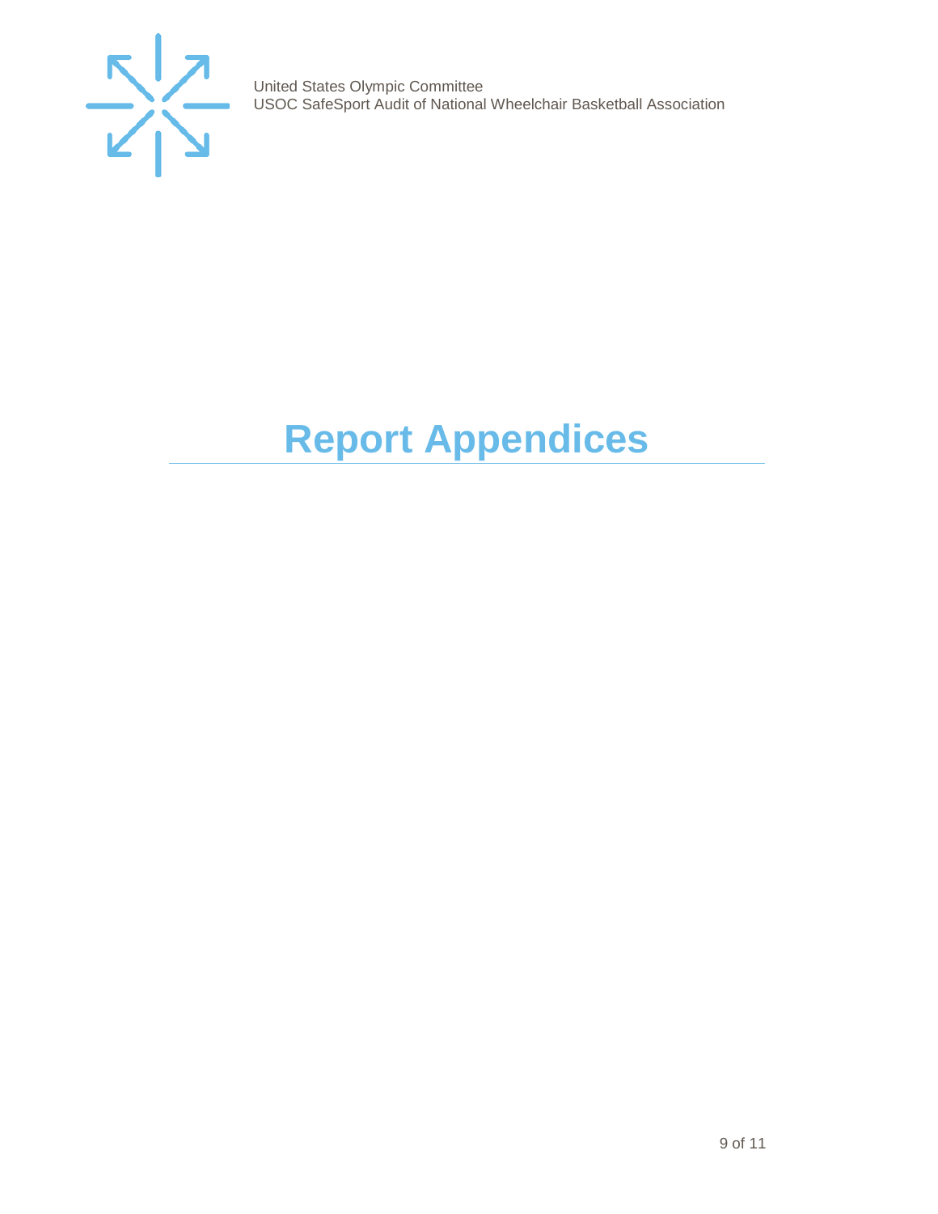# Report Appendices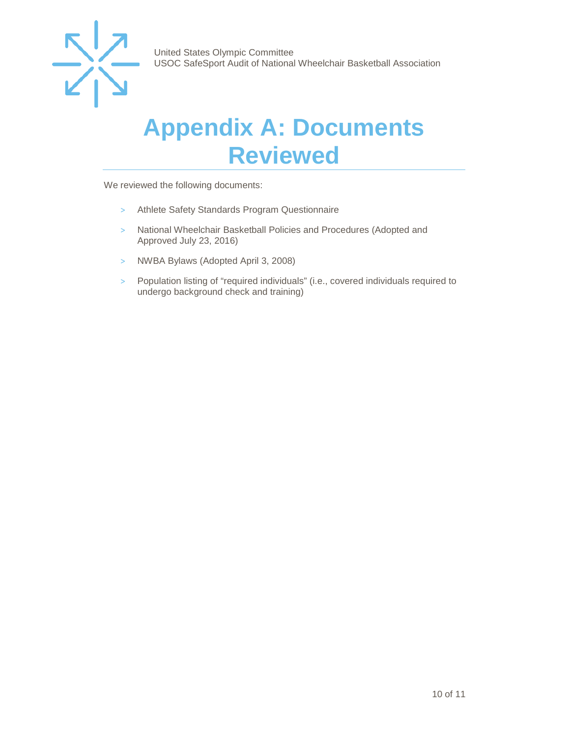# Appendix A: Documents Reviewed

We reviewed the following documents:

- Athlete Safety Standards Program Questionnaire
- National Wheelchair Basketball Policies and Procedures (Adopted and Approved July 23, 2016)
- NWBA Bylaws (Adopted April 3, 2008)
- Population listing of "required individuals" (i.e., covered individuals required to undergo background check and training)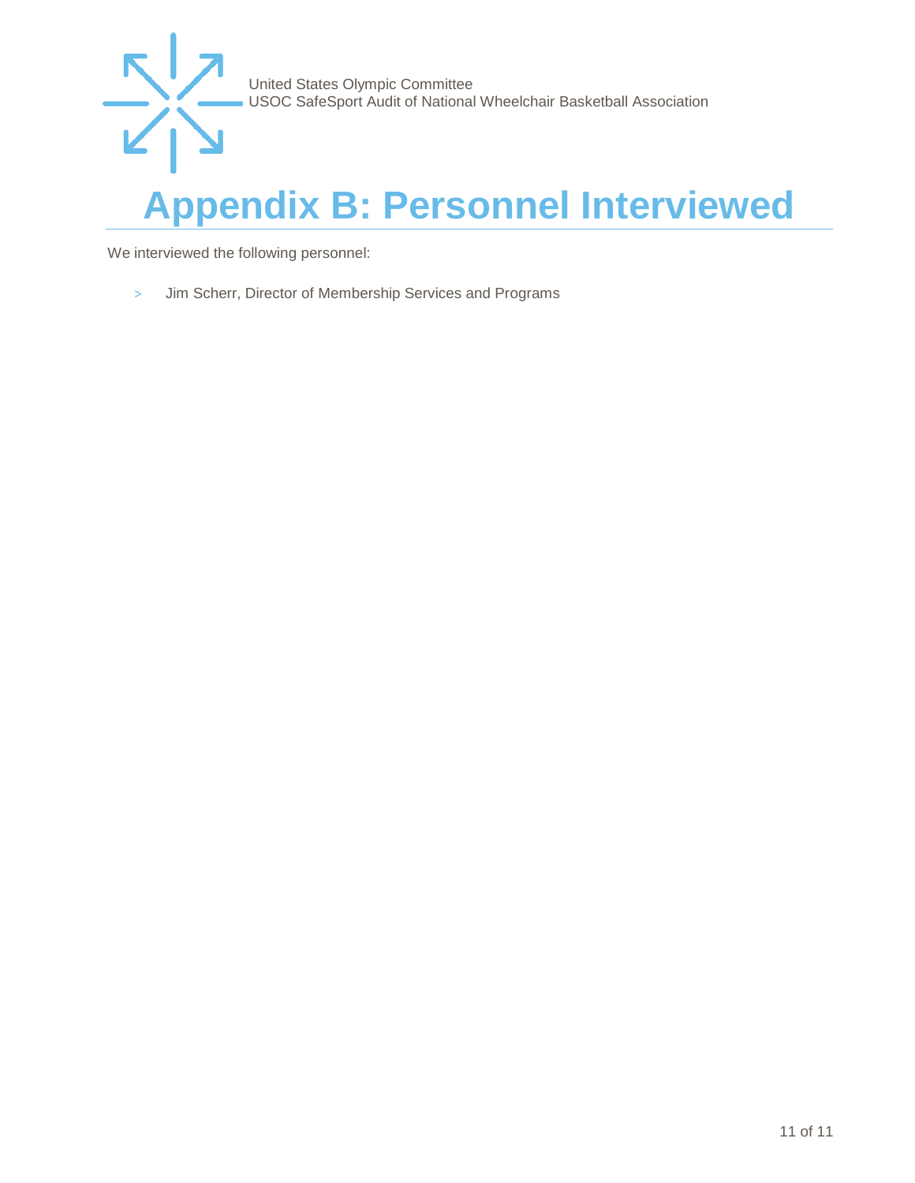# Appendix B: Personnel Interviewed

We interviewed the following personnel:

- Jim Scherr, Director of Membership Services and Programs